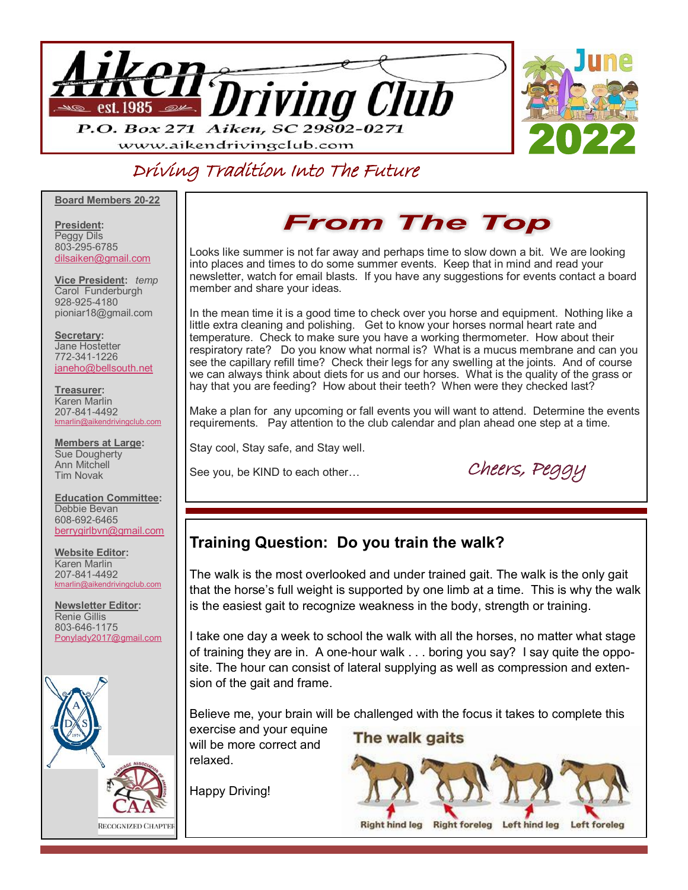# Aiken Driving Club

est. 1985

P.O. Box 271 Aiken, SC 29802-0271

www.aikendrivingclub.com

June 2022

*Driving Tradition Into The Future*

**Board Members 20-22**

**President:**
Peggy Dils
803-295-6785
dilsaiken@gmail.com

**Vice President:** *temp*
Carol Funderburgh
928-925-4180
pioniar18@gmail.com

**Secretary:**
Jane Hostetter
772-341-1226
janeho@bellsouth.net

**Treasurer:**
Karen Marlin
207-841-4492
kmarlin@aikendrivingclub.com

**Members at Large:**
Sue Dougherty
Ann Mitchell
Tim Novak

**Education Committee:**
Debbie Bevan
608-692-6465
berrygirlbvn@gmail.com

**Website Editor:**
Karen Marlin
207-841-4492
kmarlin@aikendrivingclub.com

**Newsletter Editor:**
Renie Gillis
803-646-1175
Ponylady2017@gmail.com

ADS 1974

CAA RECOGNIZED CHAPTER

## From The Top

Looks like summer is not far away and perhaps time to slow down a bit. We are looking into places and times to do some summer events. Keep that in mind and read your newsletter, watch for email blasts. If you have any suggestions for events contact a board member and share your ideas.

In the mean time it is a good time to check over you horse and equipment. Nothing like a little extra cleaning and polishing. Get to know your horses normal heart rate and temperature. Check to make sure you have a working thermometer. How about their respiratory rate? Do you know what normal is? What is a mucus membrane and can you see the capillary refill time? Check their legs for any swelling at the joints. And of course we can always think about diets for us and our horses. What is the quality of the grass or hay that you are feeding? How about their teeth? When were they checked last?

Make a plan for any upcoming or fall events you will want to attend. Determine the events requirements. Pay attention to the club calendar and plan ahead one step at a time.

Stay cool, Stay safe, and Stay well.

See you, be KIND to each other…

*Cheers, Peggy*

## Training Question: Do you train the walk?

The walk is the most overlooked and under trained gait. The walk is the only gait that the horse's full weight is supported by one limb at a time. This is why the walk is the easiest gait to recognize weakness in the body, strength or training.

I take one day a week to school the walk with all the horses, no matter what stage of training they are in. A one-hour walk . . . boring you say? I say quite the opposite. The hour can consist of lateral supplying as well as compression and extension of the gait and frame.

Believe me, your brain will be challenged with the focus it takes to complete this exercise and your equine will be more correct and relaxed.

Happy Driving!

**The walk gaits**

Right hind leg — Right foreleg — Left hind leg — Left foreleg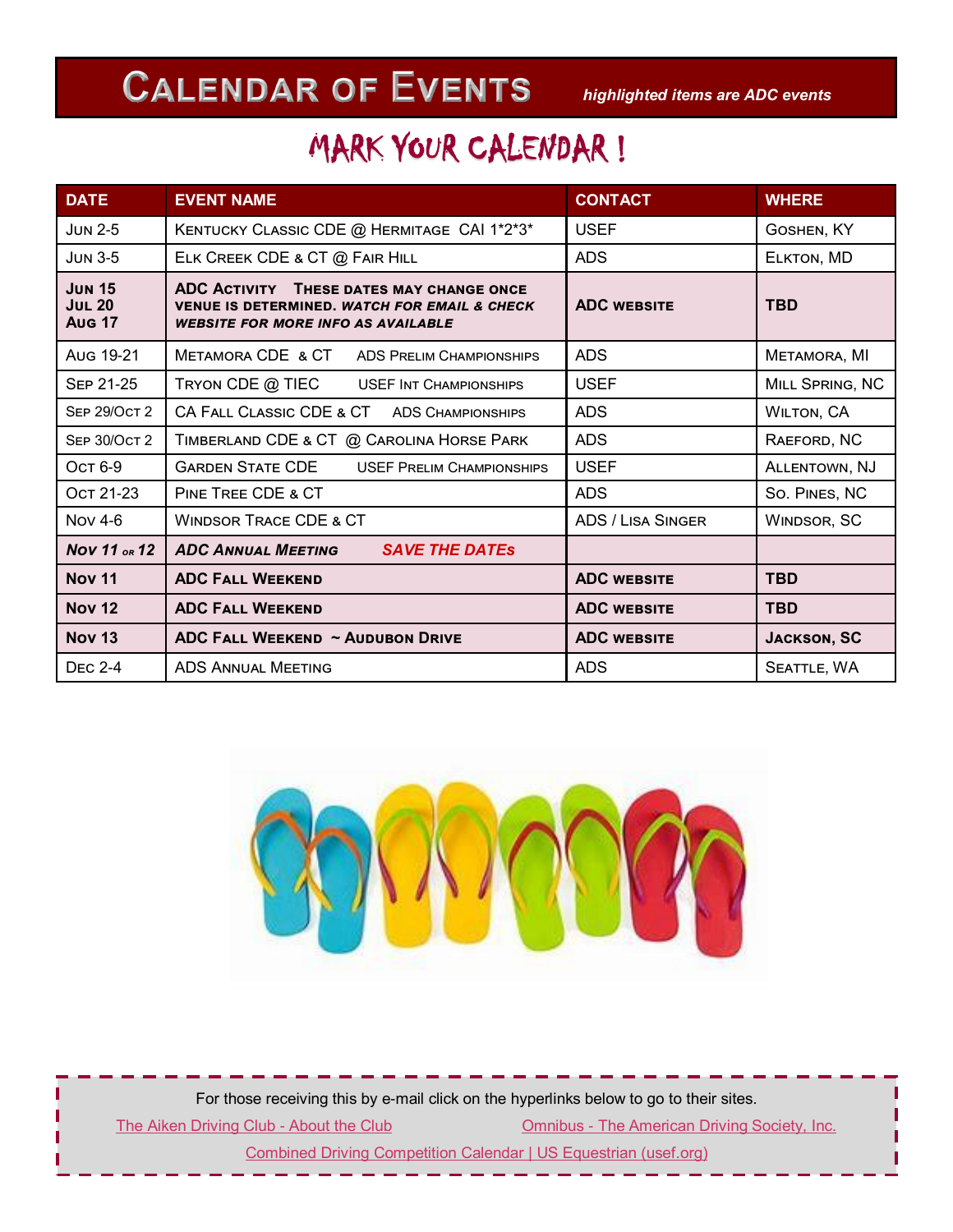# Calendar of Events

*highlighted items are ADC events*

## MARK YOUR CALENDAR !

| DATE | EVENT NAME | CONTACT | WHERE |
|---|---|---|---|
| Jun 2-5 | Kentucky Classic CDE @ Hermitage CAI 1*2*3* | USEF | Goshen, KY |
| Jun 3-5 | Elk Creek CDE & CT @ Fair Hill | ADS | Elkton, MD |
| **Jun 15 Jul 20 Aug 17** | **ADC Activity These dates may change once venue is determined. *Watch for email & check website for more info as available*** | **ADC website** | **TBD** |
| Aug 19-21 | Metamora CDE & CT ADS Prelim Championships | ADS | Metamora, MI |
| Sep 21-25 | Tryon CDE @ TIEC USEF Int Championships | USEF | Mill Spring, NC |
| Sep 29/Oct 2 | CA Fall Classic CDE & CT ADS Championships | ADS | Wilton, CA |
| Sep 30/Oct 2 | Timberland CDE & CT @ Carolina Horse Park | ADS | Raeford, NC |
| Oct 6-9 | Garden State CDE USEF Prelim Championships | USEF | Allentown, NJ |
| Oct 21-23 | Pine Tree CDE & CT | ADS | So. Pines, NC |
| Nov 4-6 | Windsor Trace CDE & CT | ADS / Lisa Singer | Windsor, SC |
| ***Nov 11 or 12*** | ***ADC Annual Meeting SAVE THE DATEs*** | | |
| **Nov 11** | **ADC Fall Weekend** | **ADC website** | **TBD** |
| **Nov 12** | **ADC Fall Weekend** | **ADC website** | **TBD** |
| **Nov 13** | **ADC Fall Weekend ~ Audubon Drive** | **ADC website** | **Jackson, SC** |
| Dec 2-4 | ADS Annual Meeting | ADS | Seattle, WA |

For those receiving this by e-mail click on the hyperlinks below to go to their sites.

[The Aiken Driving Club - About the Club] [Omnibus - The American Driving Society, Inc.]

[Combined Driving Competition Calendar | US Equestrian (usef.org)]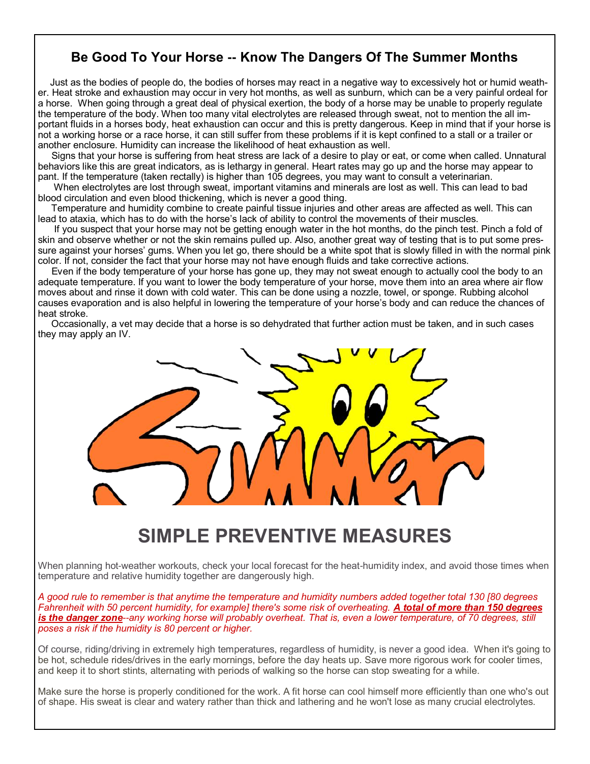## Be Good To Your Horse -- Know The Dangers Of The Summer Months

Just as the bodies of people do, the bodies of horses may react in a negative way to excessively hot or humid weather. Heat stroke and exhaustion may occur in very hot months, as well as sunburn, which can be a very painful ordeal for a horse. When going through a great deal of physical exertion, the body of a horse may be unable to properly regulate the temperature of the body. When too many vital electrolytes are released through sweat, not to mention the all important fluids in a horses body, heat exhaustion can occur and this is pretty dangerous. Keep in mind that if your horse is not a working horse or a race horse, it can still suffer from these problems if it is kept confined to a stall or a trailer or another enclosure. Humidity can increase the likelihood of heat exhaustion as well.

Signs that your horse is suffering from heat stress are lack of a desire to play or eat, or come when called. Unnatural behaviors like this are great indicators, as is lethargy in general. Heart rates may go up and the horse may appear to pant. If the temperature (taken rectally) is higher than 105 degrees, you may want to consult a veterinarian.

When electrolytes are lost through sweat, important vitamins and minerals are lost as well. This can lead to bad blood circulation and even blood thickening, which is never a good thing.

Temperature and humidity combine to create painful tissue injuries and other areas are affected as well. This can lead to ataxia, which has to do with the horse's lack of ability to control the movements of their muscles.

If you suspect that your horse may not be getting enough water in the hot months, do the pinch test. Pinch a fold of skin and observe whether or not the skin remains pulled up. Also, another great way of testing that is to put some pressure against your horses' gums. When you let go, there should be a white spot that is slowly filled in with the normal pink color. If not, consider the fact that your horse may not have enough fluids and take corrective actions.

Even if the body temperature of your horse has gone up, they may not sweat enough to actually cool the body to an adequate temperature. If you want to lower the body temperature of your horse, move them into an area where air flow moves about and rinse it down with cold water. This can be done using a nozzle, towel, or sponge. Rubbing alcohol causes evaporation and is also helpful in lowering the temperature of your horse's body and can reduce the chances of heat stroke.

Occasionally, a vet may decide that a horse is so dehydrated that further action must be taken, and in such cases they may apply an IV.

# SIMPLE PREVENTIVE MEASURES

When planning hot-weather workouts, check your local forecast for the heat-humidity index, and avoid those times when temperature and relative humidity together are dangerously high.

*A good rule to remember is that anytime the temperature and humidity numbers added together total 130 [80 degrees Fahrenheit with 50 percent humidity, for example] there's some risk of overheating.* ***A total of more than 150 degrees is the danger zone****--any working horse will probably overheat. That is, even a lower temperature, of 70 degrees, still poses a risk if the humidity is 80 percent or higher.*

Of course, riding/driving in extremely high temperatures, regardless of humidity, is never a good idea. When it's going to be hot, schedule rides/drives in the early mornings, before the day heats up. Save more rigorous work for cooler times, and keep it to short stints, alternating with periods of walking so the horse can stop sweating for a while.

Make sure the horse is properly conditioned for the work. A fit horse can cool himself more efficiently than one who's out of shape. His sweat is clear and watery rather than thick and lathering and he won't lose as many crucial electrolytes.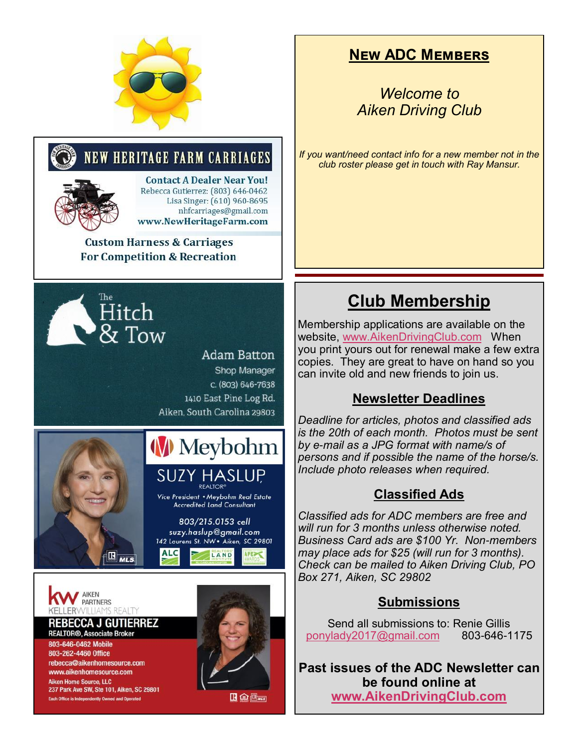**NEW HERITAGE FARM CARRIAGES**

Contact A Dealer Near You!
Rebecca Gutierrez: (803) 646-0462
Lisa Singer: (610) 960-8695
nhfcarriages@gmail.com
www.NewHeritageFarm.com

Custom Harness & Carriages
For Competition & Recreation

**The Hitch & Tow**

Adam Batton
Shop Manager
c. (803) 646-7638
1410 East Pine Log Rd.
Aiken, South Carolina 29803

**Meybohm**

SUZY HASLUP
REALTOR®
Vice President • Meybohm Real Estate
Accredited Land Consultant
803/215.0153 cell
suzy.haslup@gmail.com
142 Laurens St. NW • Aiken, SC 29801

**kw AIKEN PARTNERS KELLERWILLIAMS REALTY**

REBECCA J GUTIERREZ
REALTOR®, Associate Broker
803-646-0462 Mobile
803-262-4460 Office
rebecca@aikenhomesource.com
www.aikenhomesource.com
Aiken Home Source, LLC
237 Park Ave SW, Ste 101, Aiken, SC 29801
Each Office is Independently Owned and Operated

## NEW ADC MEMBERS

*Welcome to*
*Aiken Driving Club*

*If you want/need contact info for a new member not in the club roster please get in touch with Ray Mansur.*

## Club Membership

Membership applications are available on the website, www.AikenDrivingClub.com When you print yours out for renewal make a few extra copies. They are great to have on hand so you can invite old and new friends to join us.

### Newsletter Deadlines

*Deadline for articles, photos and classified ads is the 20th of each month. Photos must be sent by e-mail as a JPG format with name/s of persons and if possible the name of the horse/s. Include photo releases when required.*

### Classified Ads

*Classified ads for ADC members are free and will run for 3 months unless otherwise noted. Business Card ads are $100 Yr. Non-members may place ads for $25 (will run for 3 months). Check can be mailed to Aiken Driving Club, PO Box 271, Aiken, SC 29802*

### Submissions

Send all submissions to: Renie Gillis
ponylady2017@gmail.com 803-646-1175

**Past issues of the ADC Newsletter can be found online at www.AikenDrivingClub.com**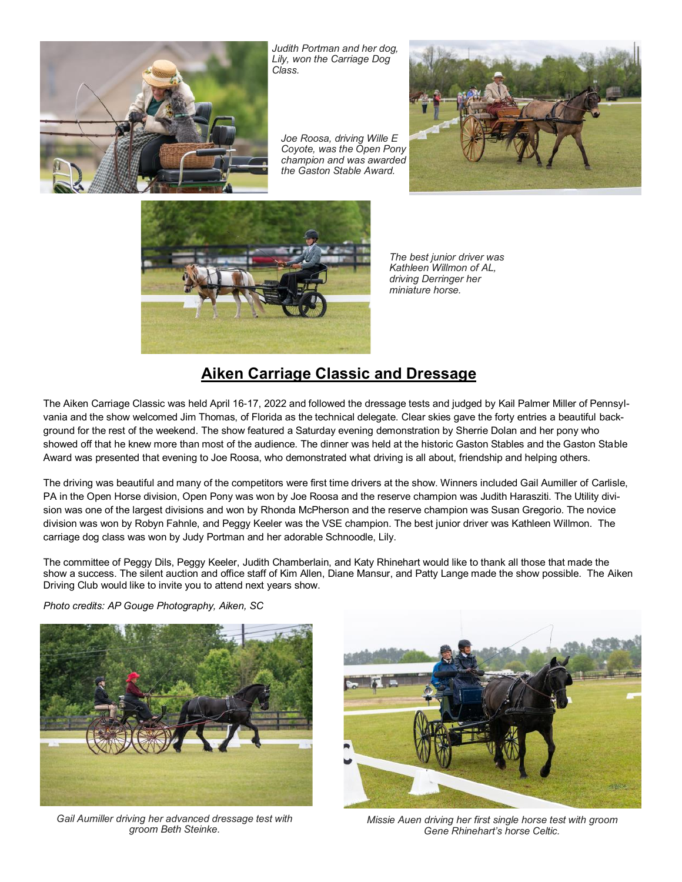*Judith Portman and her dog, Lily, won the Carriage Dog Class.*

*Joe Roosa, driving Wille E Coyote, was the Open Pony champion and was awarded the Gaston Stable Award.*

*The best junior driver was Kathleen Willmon of AL, driving Derringer her miniature horse.*

## Aiken Carriage Classic and Dressage

The Aiken Carriage Classic was held April 16-17, 2022 and followed the dressage tests and judged by Kail Palmer Miller of Pennsylvania and the show welcomed Jim Thomas, of Florida as the technical delegate. Clear skies gave the forty entries a beautiful background for the rest of the weekend. The show featured a Saturday evening demonstration by Sherrie Dolan and her pony who showed off that he knew more than most of the audience. The dinner was held at the historic Gaston Stables and the Gaston Stable Award was presented that evening to Joe Roosa, who demonstrated what driving is all about, friendship and helping others.

The driving was beautiful and many of the competitors were first time drivers at the show. Winners included Gail Aumiller of Carlisle, PA in the Open Horse division, Open Pony was won by Joe Roosa and the reserve champion was Judith Harasziti. The Utility division was one of the largest divisions and won by Rhonda McPherson and the reserve champion was Susan Gregorio. The novice division was won by Robyn Fahnle, and Peggy Keeler was the VSE champion. The best junior driver was Kathleen Willmon. The carriage dog class was won by Judy Portman and her adorable Schnoodle, Lily.

The committee of Peggy Dils, Peggy Keeler, Judith Chamberlain, and Katy Rhinehart would like to thank all those that made the show a success. The silent auction and office staff of Kim Allen, Diane Mansur, and Patty Lange made the show possible. The Aiken Driving Club would like to invite you to attend next years show.

*Photo credits: AP Gouge Photography, Aiken, SC*

*Gail Aumiller driving her advanced dressage test with groom Beth Steinke.*

*Missie Auen driving her first single horse test with groom Gene Rhinehart's horse Celtic.*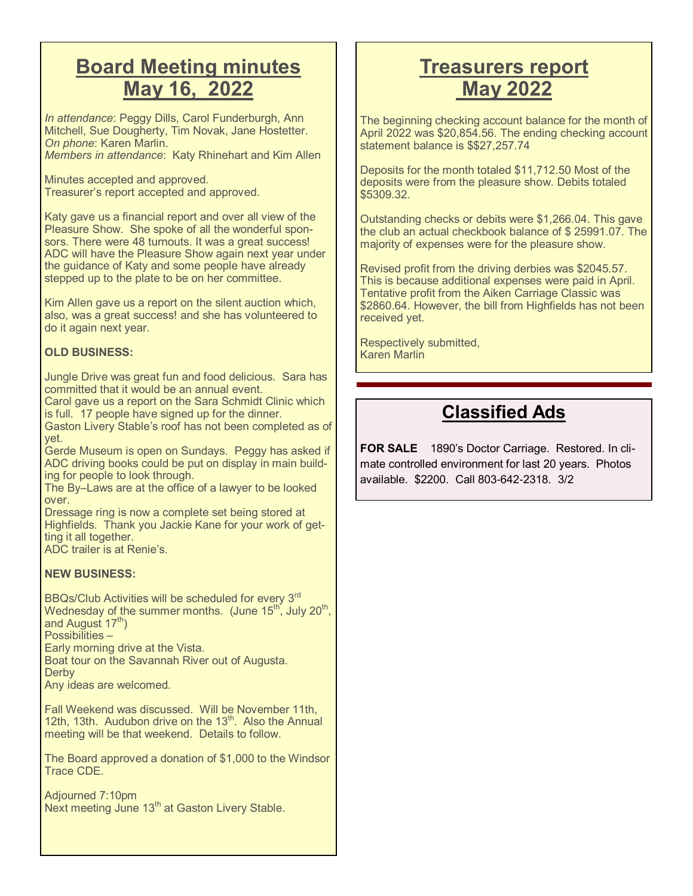# Board Meeting minutes May 16, 2022

*In attendance*: Peggy Dills, Carol Funderburgh, Ann Mitchell, Sue Dougherty, Tim Novak, Jane Hostetter.
*On phone*: Karen Marlin.
*Members in attendance*: Katy Rhinehart and Kim Allen

Minutes accepted and approved.
Treasurer's report accepted and approved.

Katy gave us a financial report and over all view of the Pleasure Show. She spoke of all the wonderful sponsors. There were 48 turnouts. It was a great success! ADC will have the Pleasure Show again next year under the guidance of Katy and some people have already stepped up to the plate to be on her committee.

Kim Allen gave us a report on the silent auction which, also, was a great success! and she has volunteered to do it again next year.

**OLD BUSINESS:**

Jungle Drive was great fun and food delicious. Sara has committed that it would be an annual event.
Carol gave us a report on the Sara Schmidt Clinic which is full. 17 people have signed up for the dinner.
Gaston Livery Stable's roof has not been completed as of yet.
Gerde Museum is open on Sundays. Peggy has asked if ADC driving books could be put on display in main building for people to look through.
The By–Laws are at the office of a lawyer to be looked over.
Dressage ring is now a complete set being stored at Highfields. Thank you Jackie Kane for your work of getting it all together.
ADC trailer is at Renie's.

**NEW BUSINESS:**

BBQs/Club Activities will be scheduled for every 3rd Wednesday of the summer months. (June 15th, July 20th, and August 17th)
Possibilities –
Early morning drive at the Vista.
Boat tour on the Savannah River out of Augusta.
Derby
Any ideas are welcomed.

Fall Weekend was discussed. Will be November 11th, 12th, 13th. Audubon drive on the 13th. Also the Annual meeting will be that weekend. Details to follow.

The Board approved a donation of $1,000 to the Windsor Trace CDE.

Adjourned 7:10pm
Next meeting June 13th at Gaston Livery Stable.

# Treasurers report May 2022

The beginning checking account balance for the month of April 2022 was $20,854.56. The ending checking account statement balance is $$27,257.74

Deposits for the month totaled $11,712.50 Most of the deposits were from the pleasure show. Debits totaled $5309.32.

Outstanding checks or debits were $1,266.04. This gave the club an actual checkbook balance of $ 25991.07. The majority of expenses were for the pleasure show.

Revised profit from the driving derbies was $2045.57. This is because additional expenses were paid in April. Tentative profit from the Aiken Carriage Classic was $2860.64. However, the bill from Highfields has not been received yet.

Respectively submitted,
Karen Marlin

# Classified Ads

**FOR SALE** 1890's Doctor Carriage. Restored. In climate controlled environment for last 20 years. Photos available. $2200. Call 803-642-2318. 3/2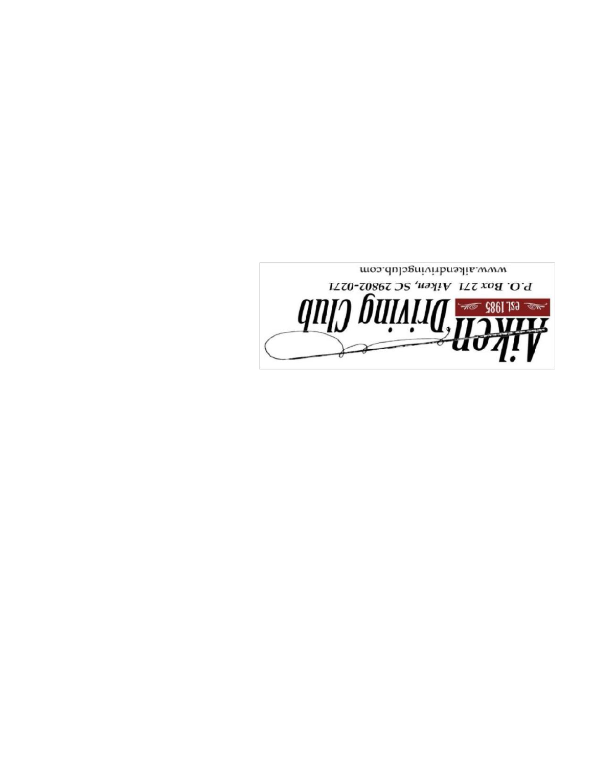Aiken Driving Club

est. 1985

P.O. Box 271 Aiken, SC 29802-0271

www.aikendrivingclub.com